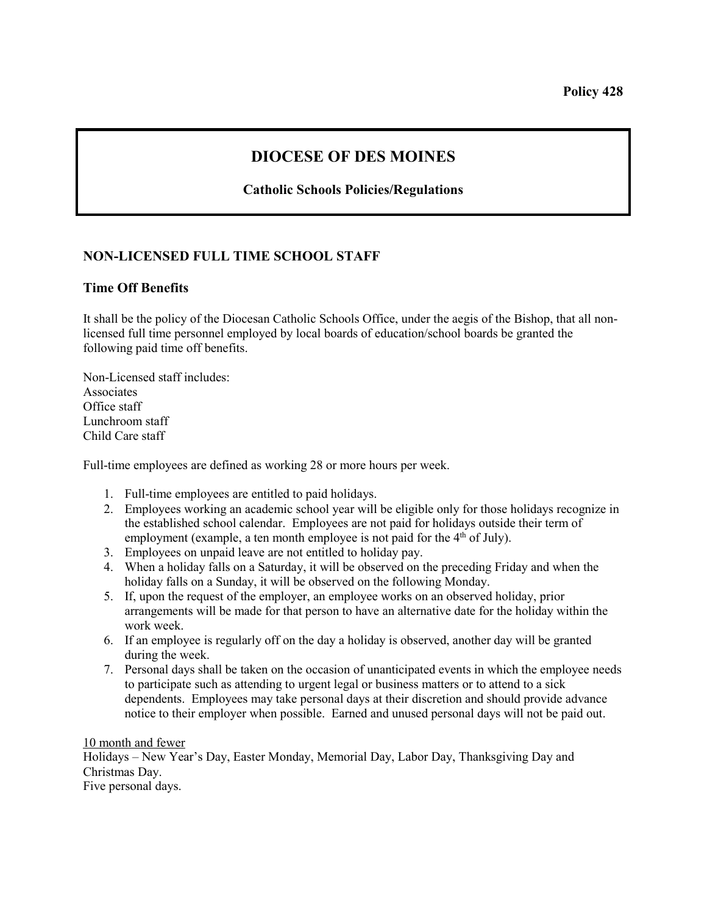**Policy 428**

# DIOCESE OF DES MOINES

**Catholic Schools Policies/Regulations**

## NON-LICENSED FULL TIME SCHOOL STAFF

### Time Off Benefits

It shall be the policy of the Diocesan Catholic Schools Office, under the aegis of the Bishop, that all non-licensed full time personnel employed by local boards of education/school boards be granted the following paid time off benefits.

Non-Licensed staff includes:
Associates
Office staff
Lunchroom staff
Child Care staff

Full-time employees are defined as working 28 or more hours per week.

1. Full-time employees are entitled to paid holidays.
2. Employees working an academic school year will be eligible only for those holidays recognize in the established school calendar. Employees are not paid for holidays outside their term of employment (example, a ten month employee is not paid for the 4th of July).
3. Employees on unpaid leave are not entitled to holiday pay.
4. When a holiday falls on a Saturday, it will be observed on the preceding Friday and when the holiday falls on a Sunday, it will be observed on the following Monday.
5. If, upon the request of the employer, an employee works on an observed holiday, prior arrangements will be made for that person to have an alternative date for the holiday within the work week.
6. If an employee is regularly off on the day a holiday is observed, another day will be granted during the week.
7. Personal days shall be taken on the occasion of unanticipated events in which the employee needs to participate such as attending to urgent legal or business matters or to attend to a sick dependents. Employees may take personal days at their discretion and should provide advance notice to their employer when possible. Earned and unused personal days will not be paid out.

<u>10 month and fewer</u>
Holidays – New Year's Day, Easter Monday, Memorial Day, Labor Day, Thanksgiving Day and Christmas Day.
Five personal days.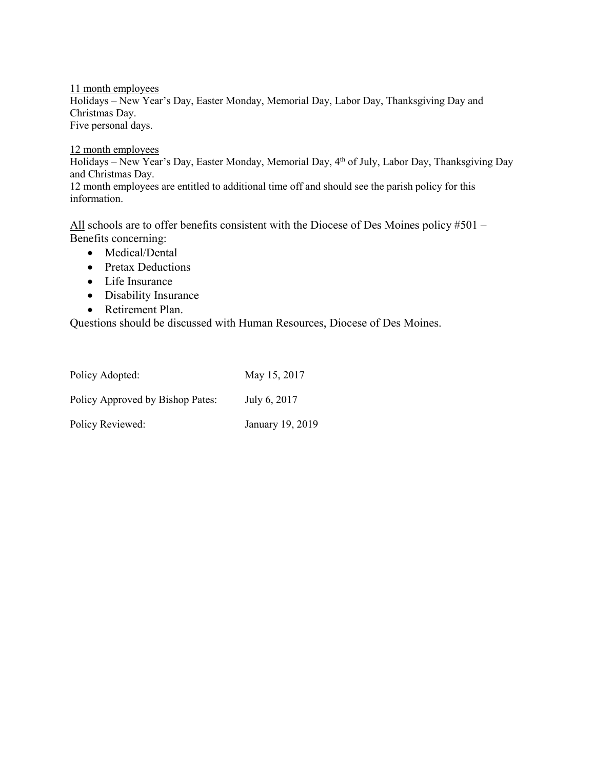<u>11 month employees</u>
Holidays – New Year's Day, Easter Monday, Memorial Day, Labor Day, Thanksgiving Day and Christmas Day.
Five personal days.

<u>12 month employees</u>
Holidays – New Year's Day, Easter Monday, Memorial Day, 4th of July, Labor Day, Thanksgiving Day and Christmas Day.
12 month employees are entitled to additional time off and should see the parish policy for this information.

<u>All</u> schools are to offer benefits consistent with the Diocese of Des Moines policy #501 – Benefits concerning:

- Medical/Dental
- Pretax Deductions
- Life Insurance
- Disability Insurance
- Retirement Plan.

Questions should be discussed with Human Resources, Diocese of Des Moines.

| | |
|---|---|
| Policy Adopted: | May 15, 2017 |
| Policy Approved by Bishop Pates: | July 6, 2017 |
| Policy Reviewed: | January 19, 2019 |